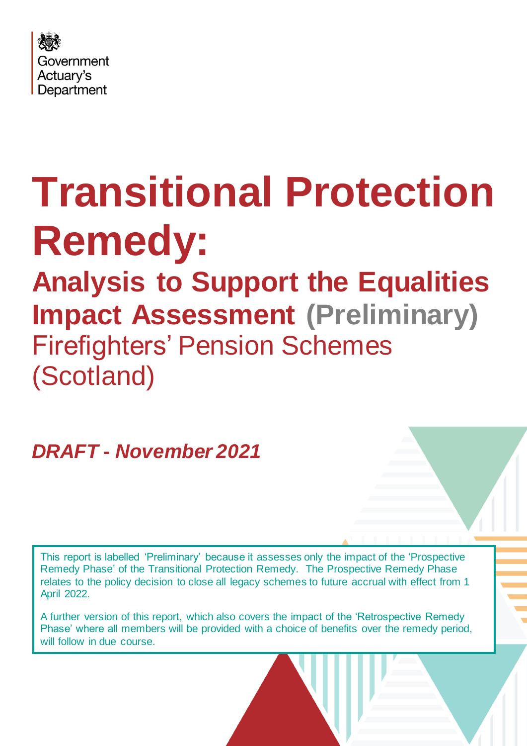Government Actuary's Department

# Transitional Protection Remedy:

## Analysis to Support the Equalities Impact Assessment (Preliminary)

Firefighters' Pension Schemes (Scotland)

***DRAFT - November 2021***

This report is labelled 'Preliminary' because it assesses only the impact of the 'Prospective Remedy Phase' of the Transitional Protection Remedy. The Prospective Remedy Phase relates to the policy decision to close all legacy schemes to future accrual with effect from 1 April 2022.

A further version of this report, which also covers the impact of the 'Retrospective Remedy Phase' where all members will be provided with a choice of benefits over the remedy period, will follow in due course.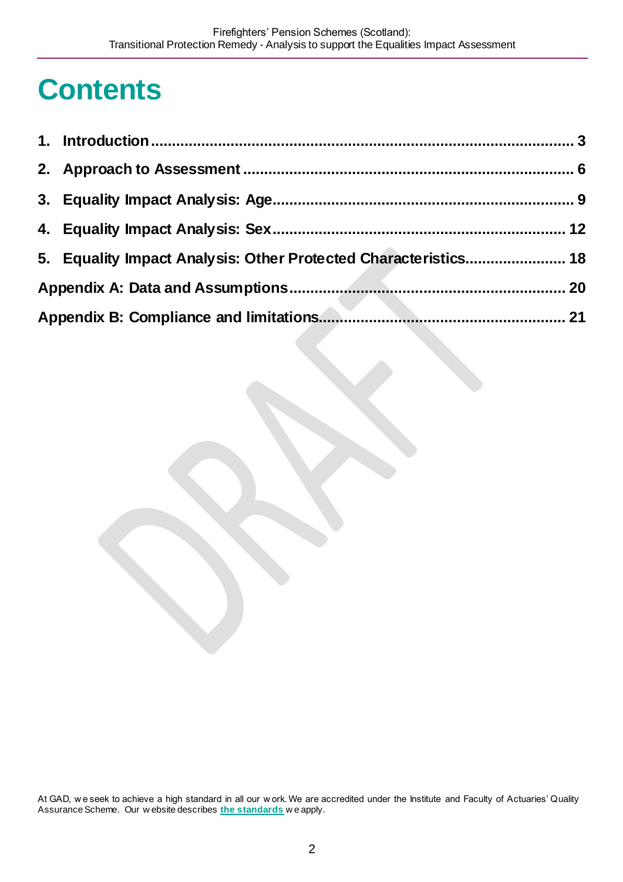# Contents

1. Introduction ..... 3
2. Approach to Assessment ..... 6
3. Equality Impact Analysis: Age ..... 9
4. Equality Impact Analysis: Sex ..... 12
5. Equality Impact Analysis: Other Protected Characteristics ..... 18

Appendix A: Data and Assumptions ..... 20

Appendix B: Compliance and limitations ..... 21

At GAD, we seek to achieve a high standard in all our work. We are accredited under the Institute and Faculty of Actuaries' Quality Assurance Scheme. Our website describes **the standards** we apply.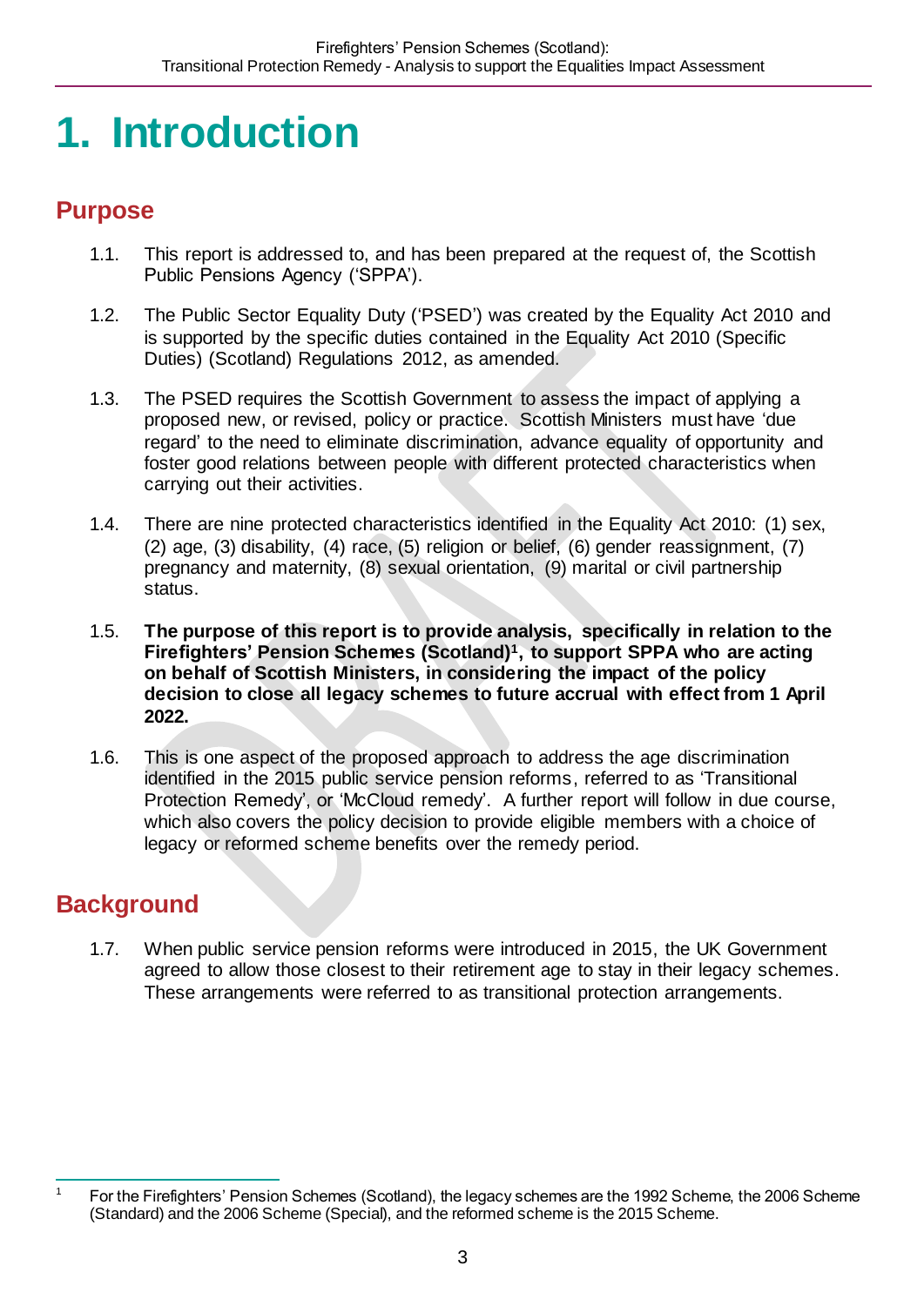# 1. Introduction

## Purpose

1.1. This report is addressed to, and has been prepared at the request of, the Scottish Public Pensions Agency ('SPPA').

1.2. The Public Sector Equality Duty ('PSED') was created by the Equality Act 2010 and is supported by the specific duties contained in the Equality Act 2010 (Specific Duties) (Scotland) Regulations 2012, as amended.

1.3. The PSED requires the Scottish Government to assess the impact of applying a proposed new, or revised, policy or practice. Scottish Ministers must have 'due regard' to the need to eliminate discrimination, advance equality of opportunity and foster good relations between people with different protected characteristics when carrying out their activities.

1.4. There are nine protected characteristics identified in the Equality Act 2010: (1) sex, (2) age, (3) disability, (4) race, (5) religion or belief, (6) gender reassignment, (7) pregnancy and maternity, (8) sexual orientation, (9) marital or civil partnership status.

1.5. **The purpose of this report is to provide analysis, specifically in relation to the Firefighters' Pension Schemes (Scotland)[1], to support SPPA who are acting on behalf of Scottish Ministers, in considering the impact of the policy decision to close all legacy schemes to future accrual with effect from 1 April 2022.**

1.6. This is one aspect of the proposed approach to address the age discrimination identified in the 2015 public service pension reforms, referred to as 'Transitional Protection Remedy', or 'McCloud remedy'. A further report will follow in due course, which also covers the policy decision to provide eligible members with a choice of legacy or reformed scheme benefits over the remedy period.

## Background

1.7. When public service pension reforms were introduced in 2015, the UK Government agreed to allow those closest to their retirement age to stay in their legacy schemes. These arrangements were referred to as transitional protection arrangements.

[1] For the Firefighters' Pension Schemes (Scotland), the legacy schemes are the 1992 Scheme, the 2006 Scheme (Standard) and the 2006 Scheme (Special), and the reformed scheme is the 2015 Scheme.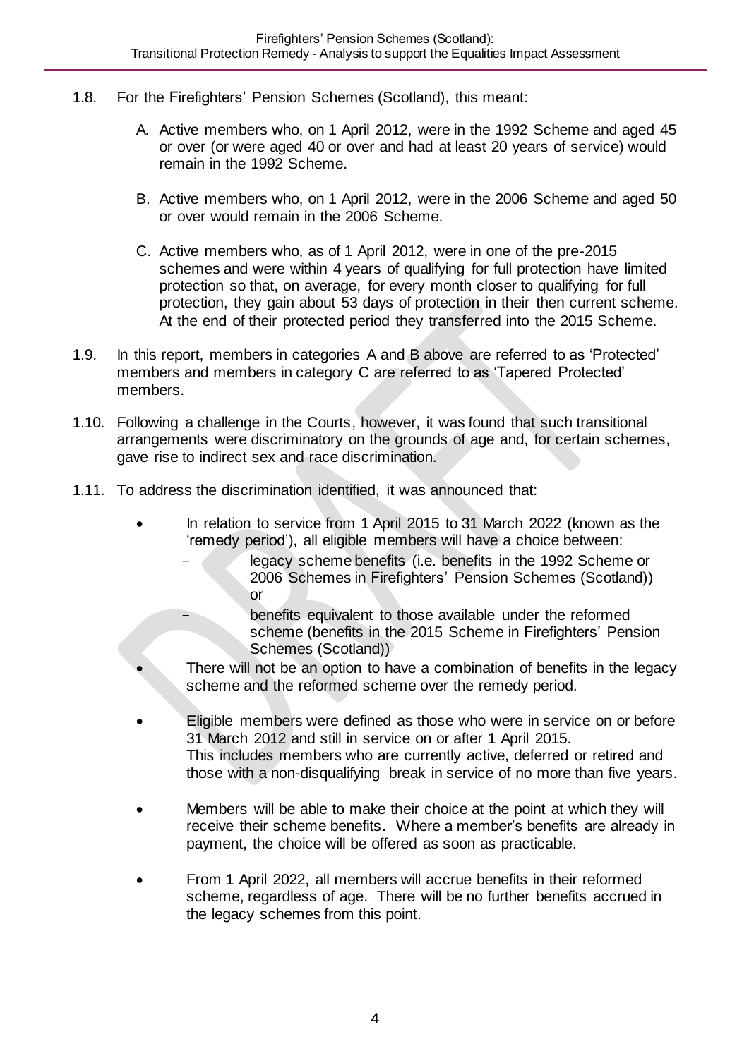1.8. For the Firefighters' Pension Schemes (Scotland), this meant:

   A. Active members who, on 1 April 2012, were in the 1992 Scheme and aged 45 or over (or were aged 40 or over and had at least 20 years of service) would remain in the 1992 Scheme.

   B. Active members who, on 1 April 2012, were in the 2006 Scheme and aged 50 or over would remain in the 2006 Scheme.

   C. Active members who, as of 1 April 2012, were in one of the pre-2015 schemes and were within 4 years of qualifying for full protection have limited protection so that, on average, for every month closer to qualifying for full protection, they gain about 53 days of protection in their then current scheme. At the end of their protected period they transferred into the 2015 Scheme.

1.9. In this report, members in categories A and B above are referred to as 'Protected' members and members in category C are referred to as 'Tapered Protected' members.

1.10. Following a challenge in the Courts, however, it was found that such transitional arrangements were discriminatory on the grounds of age and, for certain schemes, gave rise to indirect sex and race discrimination.

1.11. To address the discrimination identified, it was announced that:

- In relation to service from 1 April 2015 to 31 March 2022 (known as the 'remedy period'), all eligible members will have a choice between:
  - legacy scheme benefits (i.e. benefits in the 1992 Scheme or 2006 Schemes in Firefighters' Pension Schemes (Scotland)) or
  - benefits equivalent to those available under the reformed scheme (benefits in the 2015 Scheme in Firefighters' Pension Schemes (Scotland))
- There will not be an option to have a combination of benefits in the legacy scheme and the reformed scheme over the remedy period.
- Eligible members were defined as those who were in service on or before 31 March 2012 and still in service on or after 1 April 2015. This includes members who are currently active, deferred or retired and those with a non-disqualifying break in service of no more than five years.
- Members will be able to make their choice at the point at which they will receive their scheme benefits. Where a member's benefits are already in payment, the choice will be offered as soon as practicable.
- From 1 April 2022, all members will accrue benefits in their reformed scheme, regardless of age. There will be no further benefits accrued in the legacy schemes from this point.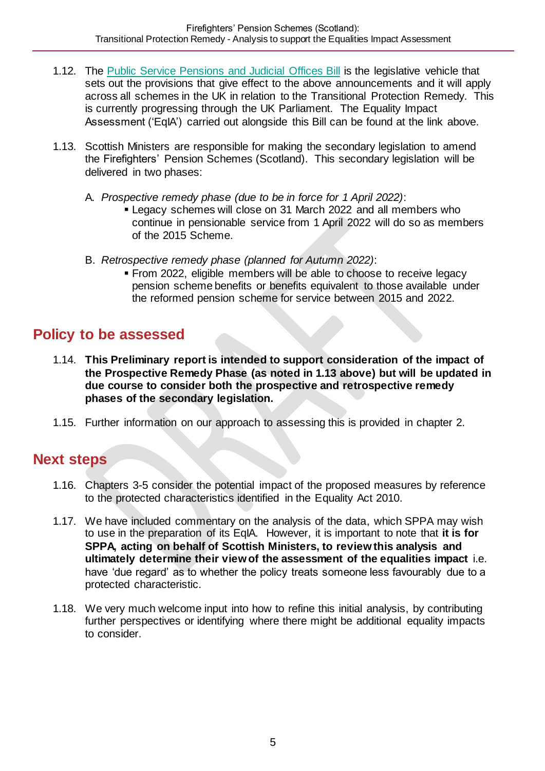1.12. The [Public Service Pensions and Judicial Offices Bill] is the legislative vehicle that sets out the provisions that give effect to the above announcements and it will apply across all schemes in the UK in relation to the Transitional Protection Remedy. This is currently progressing through the UK Parliament. The Equality Impact Assessment ('EqIA') carried out alongside this Bill can be found at the link above.

1.13. Scottish Ministers are responsible for making the secondary legislation to amend the Firefighters' Pension Schemes (Scotland). This secondary legislation will be delivered in two phases:

A. *Prospective remedy phase (due to be in force for 1 April 2022)*:
   - Legacy schemes will close on 31 March 2022 and all members who continue in pensionable service from 1 April 2022 will do so as members of the 2015 Scheme.

B. *Retrospective remedy phase (planned for Autumn 2022)*:
   - From 2022, eligible members will be able to choose to receive legacy pension scheme benefits or benefits equivalent to those available under the reformed pension scheme for service between 2015 and 2022.

## Policy to be assessed

1.14. **This Preliminary report is intended to support consideration of the impact of the Prospective Remedy Phase (as noted in 1.13 above) but will be updated in due course to consider both the prospective and retrospective remedy phases of the secondary legislation.**

1.15. Further information on our approach to assessing this is provided in chapter 2.

## Next steps

1.16. Chapters 3-5 consider the potential impact of the proposed measures by reference to the protected characteristics identified in the Equality Act 2010.

1.17. We have included commentary on the analysis of the data, which SPPA may wish to use in the preparation of its EqIA. However, it is important to note that **it is for SPPA, acting on behalf of Scottish Ministers, to review this analysis and ultimately determine their view of the assessment of the equalities impact** i.e. have 'due regard' as to whether the policy treats someone less favourably due to a protected characteristic.

1.18. We very much welcome input into how to refine this initial analysis, by contributing further perspectives or identifying where there might be additional equality impacts to consider.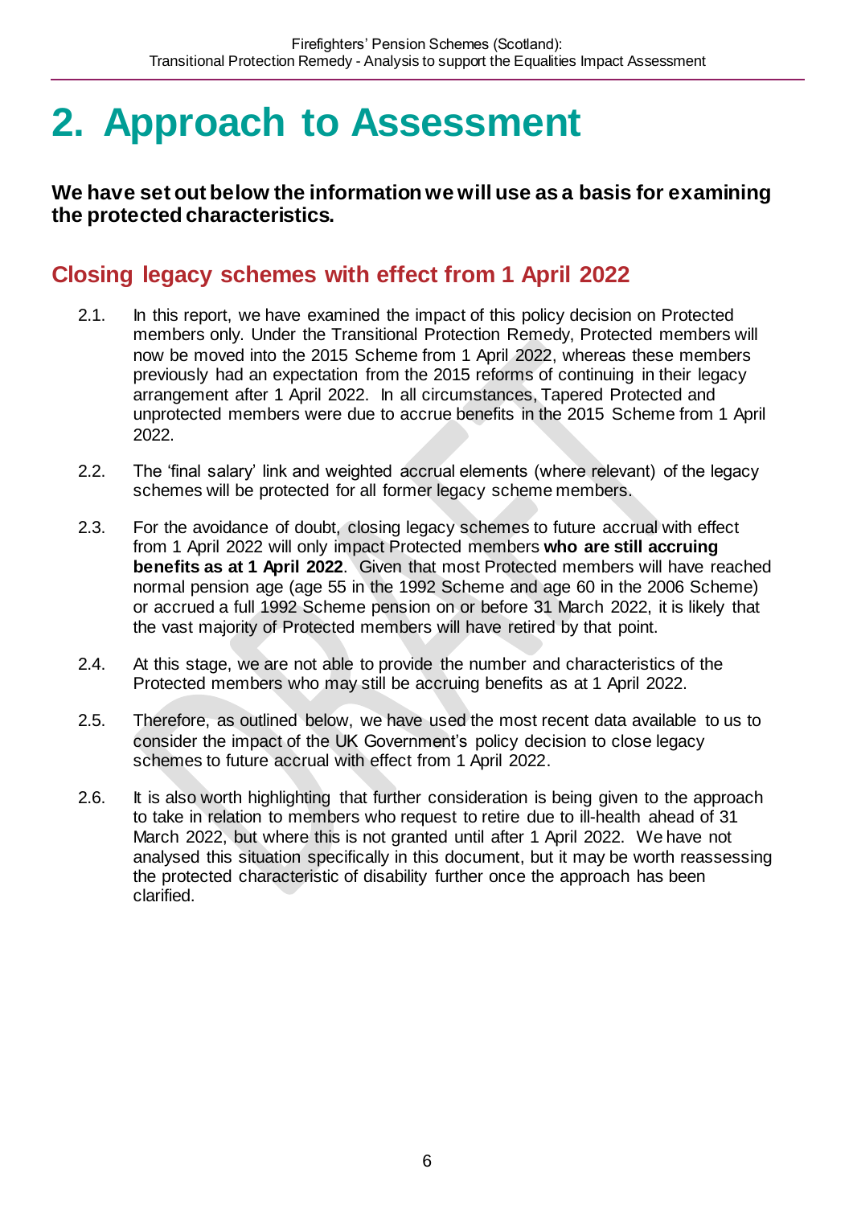# 2. Approach to Assessment

**We have set out below the information we will use as a basis for examining the protected characteristics.**

## Closing legacy schemes with effect from 1 April 2022

2.1. In this report, we have examined the impact of this policy decision on Protected members only. Under the Transitional Protection Remedy, Protected members will now be moved into the 2015 Scheme from 1 April 2022, whereas these members previously had an expectation from the 2015 reforms of continuing in their legacy arrangement after 1 April 2022. In all circumstances, Tapered Protected and unprotected members were due to accrue benefits in the 2015 Scheme from 1 April 2022.

2.2. The 'final salary' link and weighted accrual elements (where relevant) of the legacy schemes will be protected for all former legacy scheme members.

2.3. For the avoidance of doubt, closing legacy schemes to future accrual with effect from 1 April 2022 will only impact Protected members **who are still accruing benefits as at 1 April 2022**. Given that most Protected members will have reached normal pension age (age 55 in the 1992 Scheme and age 60 in the 2006 Scheme) or accrued a full 1992 Scheme pension on or before 31 March 2022, it is likely that the vast majority of Protected members will have retired by that point.

2.4. At this stage, we are not able to provide the number and characteristics of the Protected members who may still be accruing benefits as at 1 April 2022.

2.5. Therefore, as outlined below, we have used the most recent data available to us to consider the impact of the UK Government's policy decision to close legacy schemes to future accrual with effect from 1 April 2022.

2.6. It is also worth highlighting that further consideration is being given to the approach to take in relation to members who request to retire due to ill-health ahead of 31 March 2022, but where this is not granted until after 1 April 2022. We have not analysed this situation specifically in this document, but it may be worth reassessing the protected characteristic of disability further once the approach has been clarified.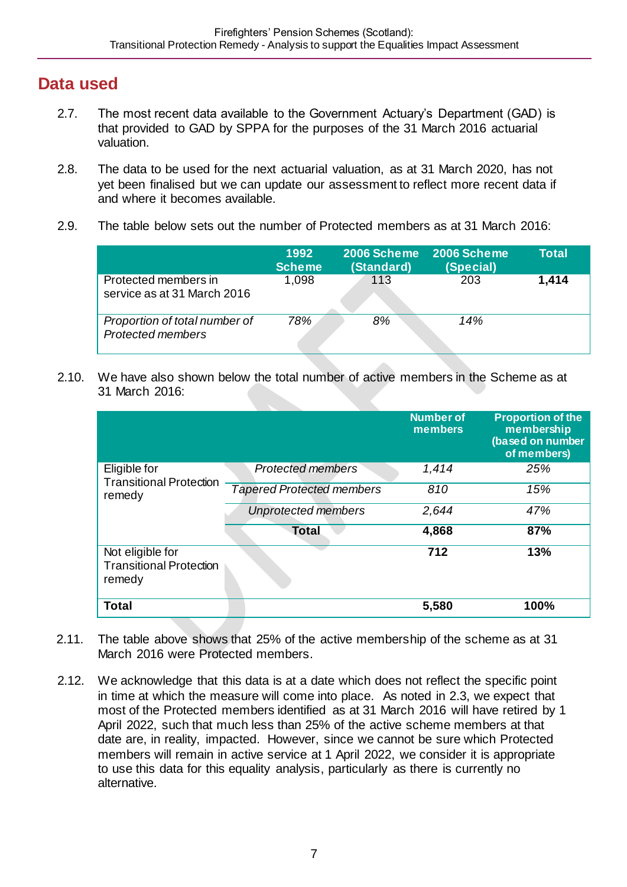## Data used

2.7. The most recent data available to the Government Actuary's Department (GAD) is that provided to GAD by SPPA for the purposes of the 31 March 2016 actuarial valuation.

2.8. The data to be used for the next actuarial valuation, as at 31 March 2020, has not yet been finalised but we can update our assessment to reflect more recent data if and where it becomes available.

2.9. The table below sets out the number of Protected members as at 31 March 2016:

| | 1992 Scheme | 2006 Scheme (Standard) | 2006 Scheme (Special) | Total |
|---|---|---|---|---|
| Protected members in service as at 31 March 2016 | 1,098 | 113 | 203 | **1,414** |
| *Proportion of total number of Protected members* | *78%* | *8%* | *14%* | |

2.10. We have also shown below the total number of active members in the Scheme as at 31 March 2016:

| | | Number of members | Proportion of the membership (based on number of members) |
|---|---|---|---|
| Eligible for Transitional Protection remedy | *Protected members* | *1,414* | *25%* |
| | *Tapered Protected members* | *810* | *15%* |
| | *Unprotected members* | *2,644* | *47%* |
| | **Total** | **4,868** | **87%** |
| Not eligible for Transitional Protection remedy | | **712** | **13%** |
| **Total** | | **5,580** | **100%** |

2.11. The table above shows that 25% of the active membership of the scheme as at 31 March 2016 were Protected members.

2.12. We acknowledge that this data is at a date which does not reflect the specific point in time at which the measure will come into place. As noted in 2.3, we expect that most of the Protected members identified as at 31 March 2016 will have retired by 1 April 2022, such that much less than 25% of the active scheme members at that date are, in reality, impacted. However, since we cannot be sure which Protected members will remain in active service at 1 April 2022, we consider it is appropriate to use this data for this equality analysis, particularly as there is currently no alternative.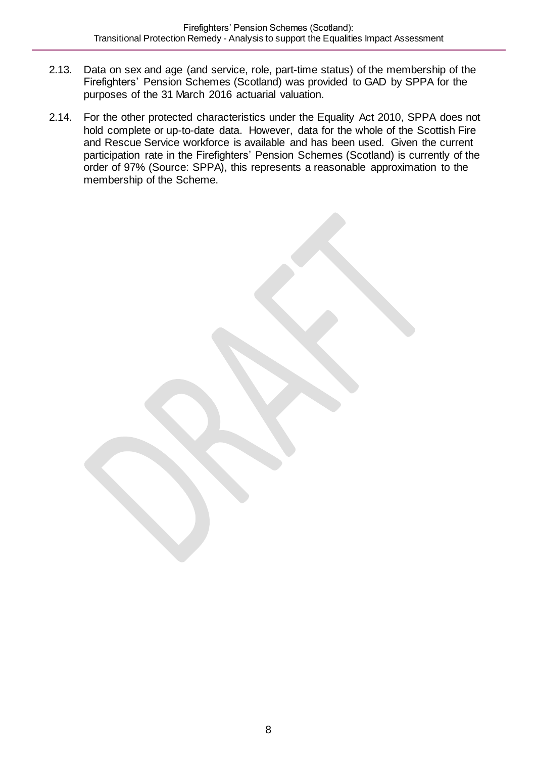2.13. Data on sex and age (and service, role, part-time status) of the membership of the Firefighters' Pension Schemes (Scotland) was provided to GAD by SPPA for the purposes of the 31 March 2016 actuarial valuation.

2.14. For the other protected characteristics under the Equality Act 2010, SPPA does not hold complete or up-to-date data. However, data for the whole of the Scottish Fire and Rescue Service workforce is available and has been used. Given the current participation rate in the Firefighters' Pension Schemes (Scotland) is currently of the order of 97% (Source: SPPA), this represents a reasonable approximation to the membership of the Scheme.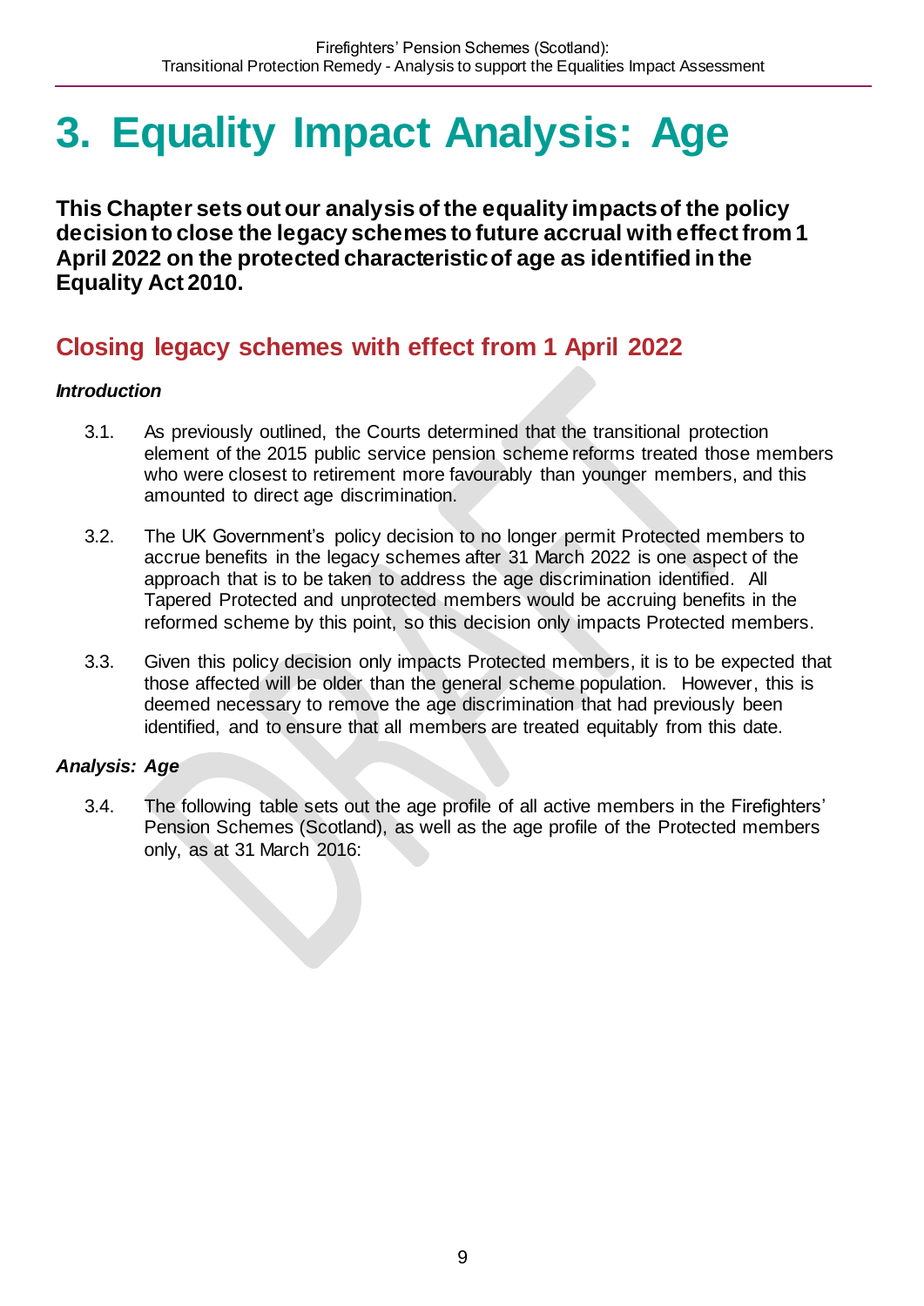# 3. Equality Impact Analysis: Age

**This Chapter sets out our analysis of the equality impacts of the policy decision to close the legacy schemes to future accrual with effect from 1 April 2022 on the protected characteristic of age as identified in the Equality Act 2010.**

## Closing legacy schemes with effect from 1 April 2022

***Introduction***

3.1. As previously outlined, the Courts determined that the transitional protection element of the 2015 public service pension scheme reforms treated those members who were closest to retirement more favourably than younger members, and this amounted to direct age discrimination.

3.2. The UK Government's policy decision to no longer permit Protected members to accrue benefits in the legacy schemes after 31 March 2022 is one aspect of the approach that is to be taken to address the age discrimination identified. All Tapered Protected and unprotected members would be accruing benefits in the reformed scheme by this point, so this decision only impacts Protected members.

3.3. Given this policy decision only impacts Protected members, it is to be expected that those affected will be older than the general scheme population. However, this is deemed necessary to remove the age discrimination that had previously been identified, and to ensure that all members are treated equitably from this date.

***Analysis: Age***

3.4. The following table sets out the age profile of all active members in the Firefighters' Pension Schemes (Scotland), as well as the age profile of the Protected members only, as at 31 March 2016: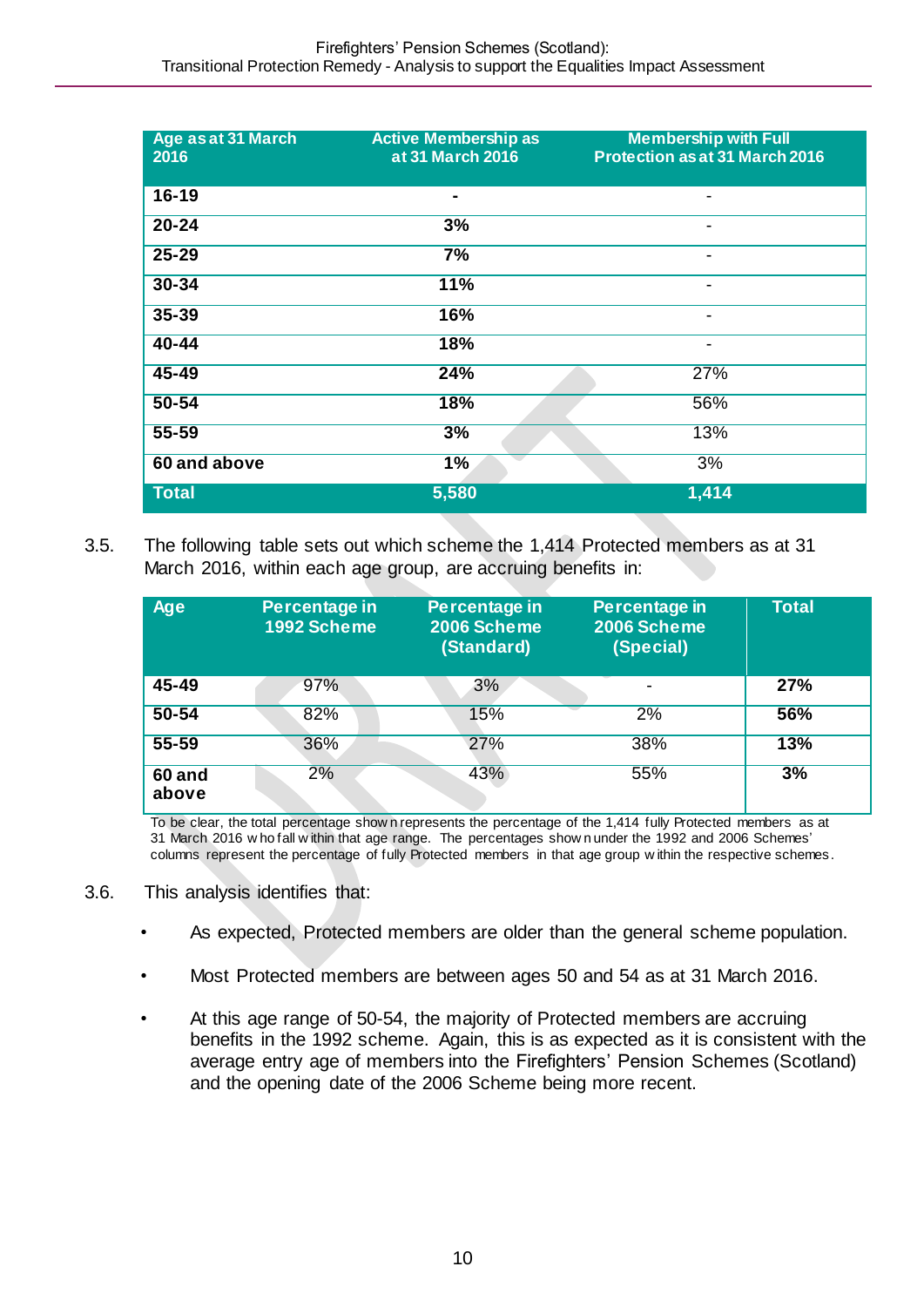| Age as at 31 March 2016 | Active Membership as at 31 March 2016 | Membership with Full Protection as at 31 March 2016 |
|---|---|---|
| **16-19** | **-** | - |
| **20-24** | **3%** | - |
| **25-29** | **7%** | - |
| **30-34** | **11%** | - |
| **35-39** | **16%** | - |
| **40-44** | **18%** | - |
| **45-49** | **24%** | 27% |
| **50-54** | **18%** | 56% |
| **55-59** | **3%** | 13% |
| **60 and above** | **1%** | 3% |
| **Total** | **5,580** | **1,414** |

3.5. The following table sets out which scheme the 1,414 Protected members as at 31 March 2016, within each age group, are accruing benefits in:

| Age | Percentage in 1992 Scheme | Percentage in 2006 Scheme (Standard) | Percentage in 2006 Scheme (Special) | Total |
|---|---|---|---|---|
| **45-49** | 97% | 3% | - | **27%** |
| **50-54** | 82% | 15% | 2% | **56%** |
| **55-59** | 36% | 27% | 38% | **13%** |
| **60 and above** | 2% | 43% | 55% | **3%** |

To be clear, the total percentage shown represents the percentage of the 1,414 fully Protected members as at 31 March 2016 who fall within that age range. The percentages shown under the 1992 and 2006 Schemes' columns represent the percentage of fully Protected members in that age group within the respective schemes.

3.6. This analysis identifies that:

- As expected, Protected members are older than the general scheme population.
- Most Protected members are between ages 50 and 54 as at 31 March 2016.
- At this age range of 50-54, the majority of Protected members are accruing benefits in the 1992 scheme. Again, this is as expected as it is consistent with the average entry age of members into the Firefighters' Pension Schemes (Scotland) and the opening date of the 2006 Scheme being more recent.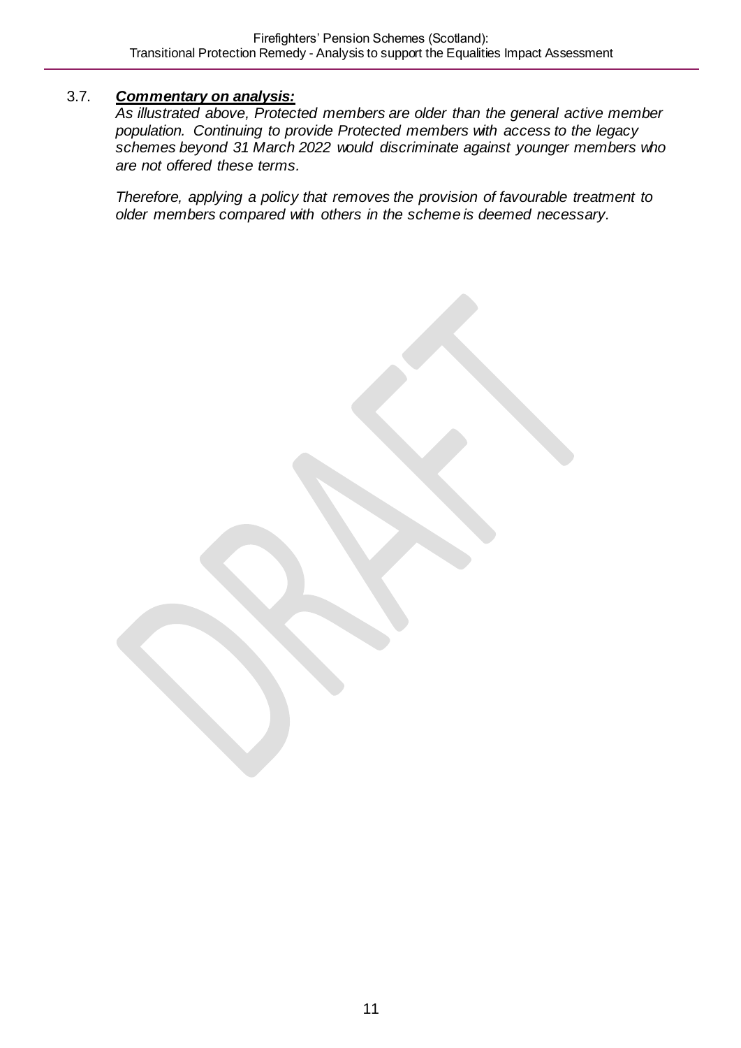3.7. ***Commentary on analysis:***

*As illustrated above, Protected members are older than the general active member population. Continuing to provide Protected members with access to the legacy schemes beyond 31 March 2022 would discriminate against younger members who are not offered these terms.*

*Therefore, applying a policy that removes the provision of favourable treatment to older members compared with others in the scheme is deemed necessary.*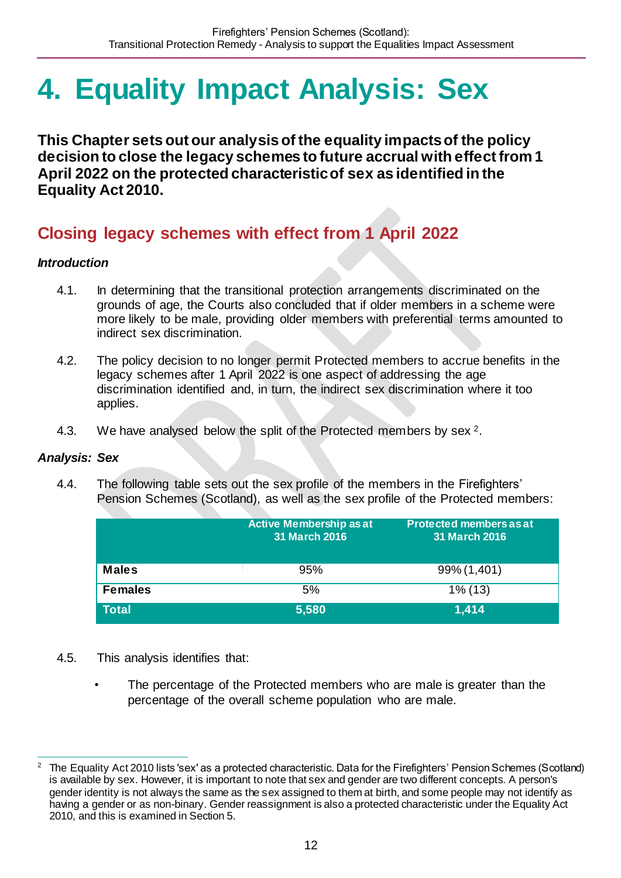# 4. Equality Impact Analysis: Sex

**This Chapter sets out our analysis of the equality impacts of the policy decision to close the legacy schemes to future accrual with effect from 1 April 2022 on the protected characteristic of sex as identified in the Equality Act 2010.**

## Closing legacy schemes with effect from 1 April 2022

***Introduction***

4.1. In determining that the transitional protection arrangements discriminated on the grounds of age, the Courts also concluded that if older members in a scheme were more likely to be male, providing older members with preferential terms amounted to indirect sex discrimination.

4.2. The policy decision to no longer permit Protected members to accrue benefits in the legacy schemes after 1 April 2022 is one aspect of addressing the age discrimination identified and, in turn, the indirect sex discrimination where it too applies.

4.3. We have analysed below the split of the Protected members by sex [2].

***Analysis: Sex***

4.4. The following table sets out the sex profile of the members in the Firefighters' Pension Schemes (Scotland), as well as the sex profile of the Protected members:

| | Active Membership as at 31 March 2016 | Protected members as at 31 March 2016 |
|---|---|---|
| **Males** | 95% | 99% (1,401) |
| **Females** | 5% | 1% (13) |
| **Total** | **5,580** | **1,414** |

4.5. This analysis identifies that:

- The percentage of the Protected members who are male is greater than the percentage of the overall scheme population who are male.

---

[2] The Equality Act 2010 lists 'sex' as a protected characteristic. Data for the Firefighters' Pension Schemes (Scotland) is available by sex. However, it is important to note that sex and gender are two different concepts. A person's gender identity is not always the same as the sex assigned to them at birth, and some people may not identify as having a gender or as non-binary. Gender reassignment is also a protected characteristic under the Equality Act 2010, and this is examined in Section 5.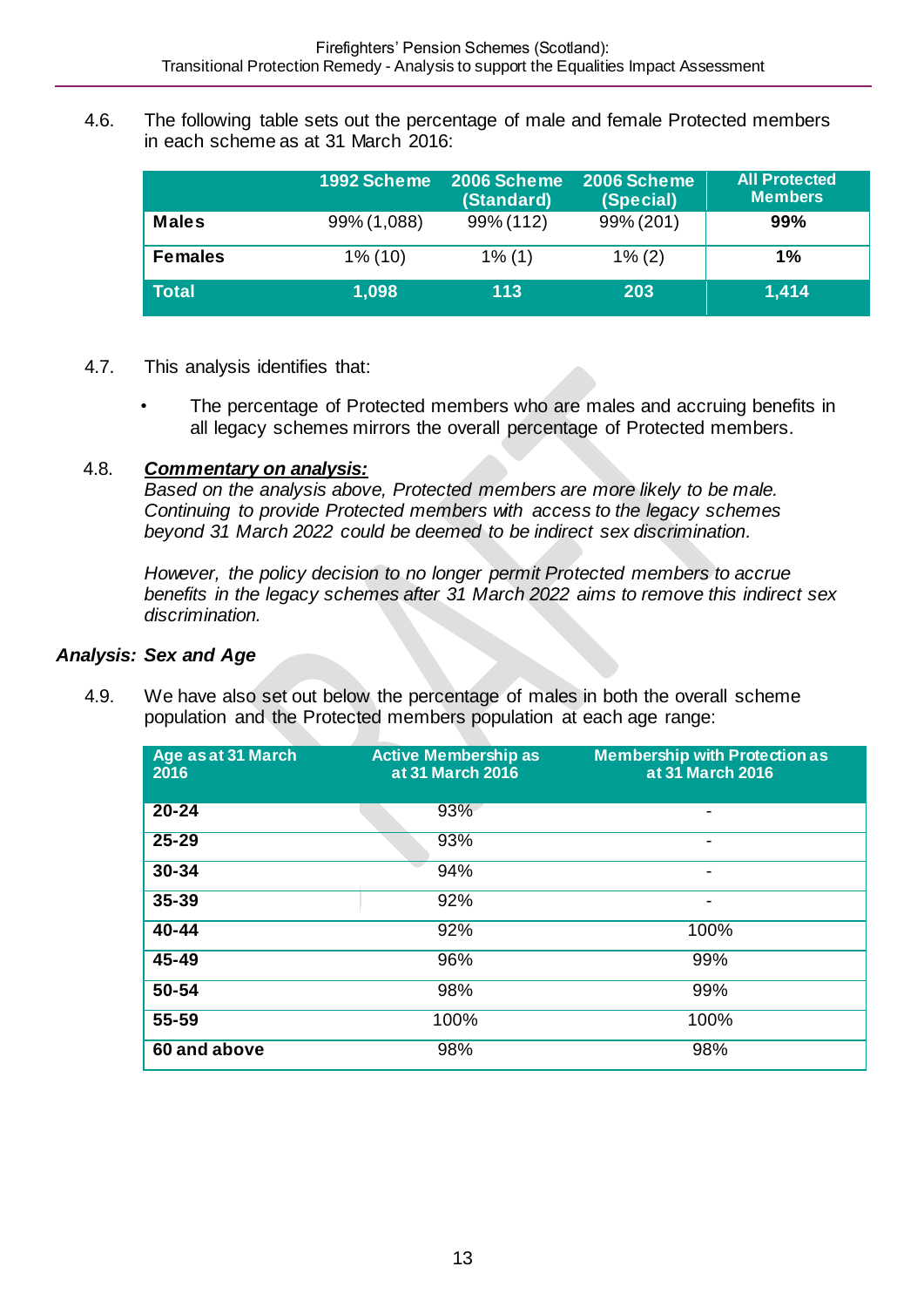4.6. The following table sets out the percentage of male and female Protected members in each scheme as at 31 March 2016:

| | 1992 Scheme | 2006 Scheme (Standard) | 2006 Scheme (Special) | All Protected Members |
|---|---|---|---|---|
| **Males** | 99% (1,088) | 99% (112) | 99% (201) | **99%** |
| **Females** | 1% (10) | 1% (1) | 1% (2) | **1%** |
| **Total** | **1,098** | **113** | **203** | **1,414** |

4.7. This analysis identifies that:

- The percentage of Protected members who are males and accruing benefits in all legacy schemes mirrors the overall percentage of Protected members.

4.8. ***Commentary on analysis:***
*Based on the analysis above, Protected members are more likely to be male. Continuing to provide Protected members with access to the legacy schemes beyond 31 March 2022 could be deemed to be indirect sex discrimination.*

*However, the policy decision to no longer permit Protected members to accrue benefits in the legacy schemes after 31 March 2022 aims to remove this indirect sex discrimination.*

### *Analysis: Sex and Age*

4.9. We have also set out below the percentage of males in both the overall scheme population and the Protected members population at each age range:

| Age as at 31 March 2016 | Active Membership as at 31 March 2016 | Membership with Protection as at 31 March 2016 |
|---|---|---|
| **20-24** | 93% | - |
| **25-29** | 93% | - |
| **30-34** | 94% | - |
| **35-39** | 92% | - |
| **40-44** | 92% | 100% |
| **45-49** | 96% | 99% |
| **50-54** | 98% | 99% |
| **55-59** | 100% | 100% |
| **60 and above** | 98% | 98% |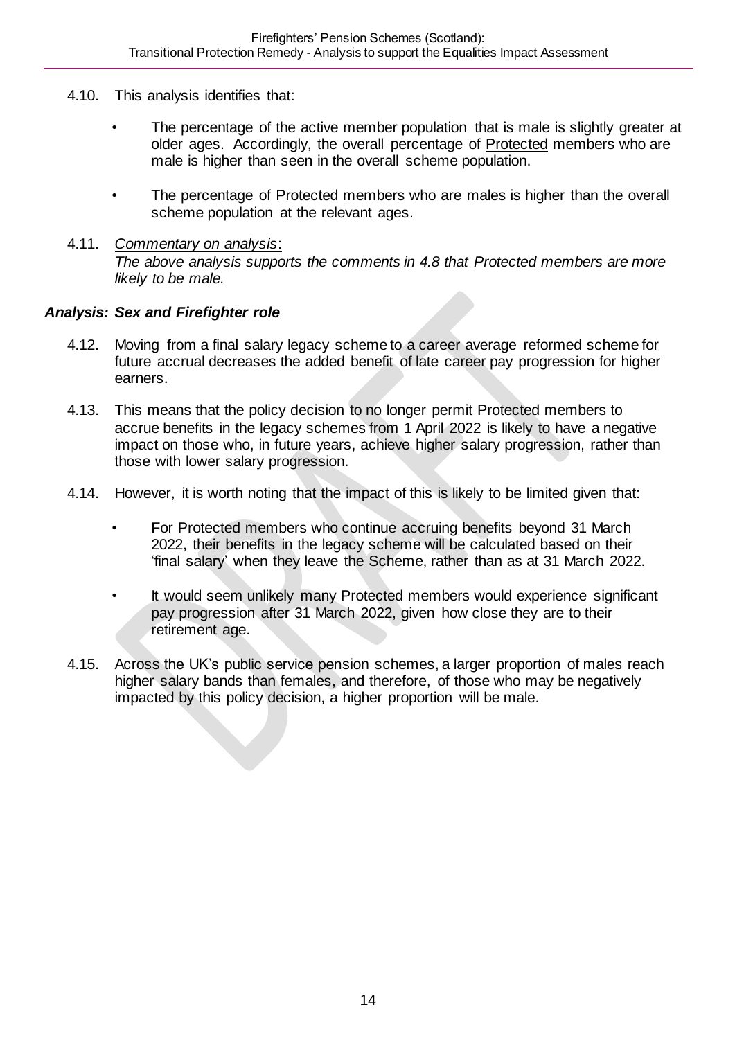4.10. This analysis identifies that:

- The percentage of the active member population that is male is slightly greater at older ages. Accordingly, the overall percentage of Protected members who are male is higher than seen in the overall scheme population.
- The percentage of Protected members who are males is higher than the overall scheme population at the relevant ages.

4.11. *Commentary on analysis*:
*The above analysis supports the comments in 4.8 that Protected members are more likely to be male.*

### *Analysis: Sex and Firefighter role*

4.12. Moving from a final salary legacy scheme to a career average reformed scheme for future accrual decreases the added benefit of late career pay progression for higher earners.

4.13. This means that the policy decision to no longer permit Protected members to accrue benefits in the legacy schemes from 1 April 2022 is likely to have a negative impact on those who, in future years, achieve higher salary progression, rather than those with lower salary progression.

4.14. However, it is worth noting that the impact of this is likely to be limited given that:

- For Protected members who continue accruing benefits beyond 31 March 2022, their benefits in the legacy scheme will be calculated based on their 'final salary' when they leave the Scheme, rather than as at 31 March 2022.
- It would seem unlikely many Protected members would experience significant pay progression after 31 March 2022, given how close they are to their retirement age.

4.15. Across the UK's public service pension schemes, a larger proportion of males reach higher salary bands than females, and therefore, of those who may be negatively impacted by this policy decision, a higher proportion will be male.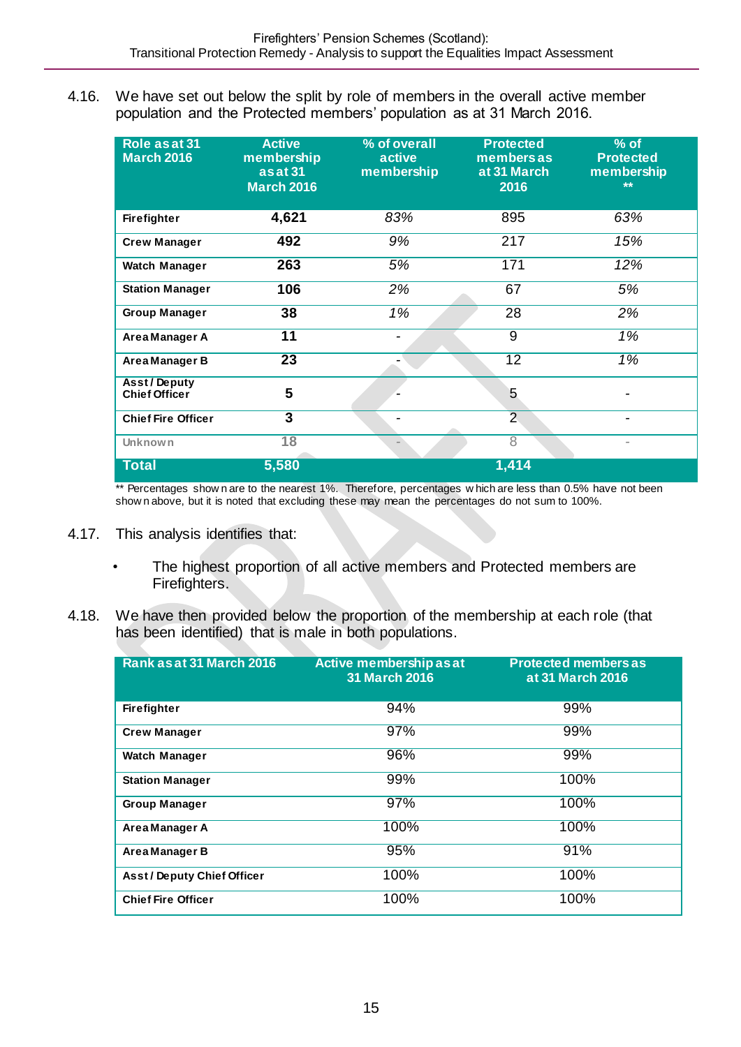4.16. We have set out below the split by role of members in the overall active member population and the Protected members' population as at 31 March 2016.

| Role as at 31 March 2016 | Active membership as at 31 March 2016 | % of overall active membership | Protected members as at 31 March 2016 | % of Protected membership ** |
|---|---|---|---|---|
| Firefighter | 4,621 | 83% | 895 | 63% |
| Crew Manager | 492 | 9% | 217 | 15% |
| Watch Manager | 263 | 5% | 171 | 12% |
| Station Manager | 106 | 2% | 67 | 5% |
| Group Manager | 38 | 1% | 28 | 2% |
| Area Manager A | 11 | - | 9 | 1% |
| Area Manager B | 23 | - | 12 | 1% |
| Asst / Deputy Chief Officer | 5 | - | 5 | - |
| Chief Fire Officer | 3 | - | 2 | - |
| Unknown | 18 | - | 8 | - |
| **Total** | **5,580** | | **1,414** | |

** Percentages shown are to the nearest 1%. Therefore, percentages which are less than 0.5% have not been shown above, but it is noted that excluding these may mean the percentages do not sum to 100%.

4.17. This analysis identifies that:

- The highest proportion of all active members and Protected members are Firefighters.

4.18. We have then provided below the proportion of the membership at each role (that has been identified) that is male in both populations.

| Rank as at 31 March 2016 | Active membership as at 31 March 2016 | Protected members as at 31 March 2016 |
|---|---|---|
| Firefighter | 94% | 99% |
| Crew Manager | 97% | 99% |
| Watch Manager | 96% | 99% |
| Station Manager | 99% | 100% |
| Group Manager | 97% | 100% |
| Area Manager A | 100% | 100% |
| Area Manager B | 95% | 91% |
| Asst / Deputy Chief Officer | 100% | 100% |
| Chief Fire Officer | 100% | 100% |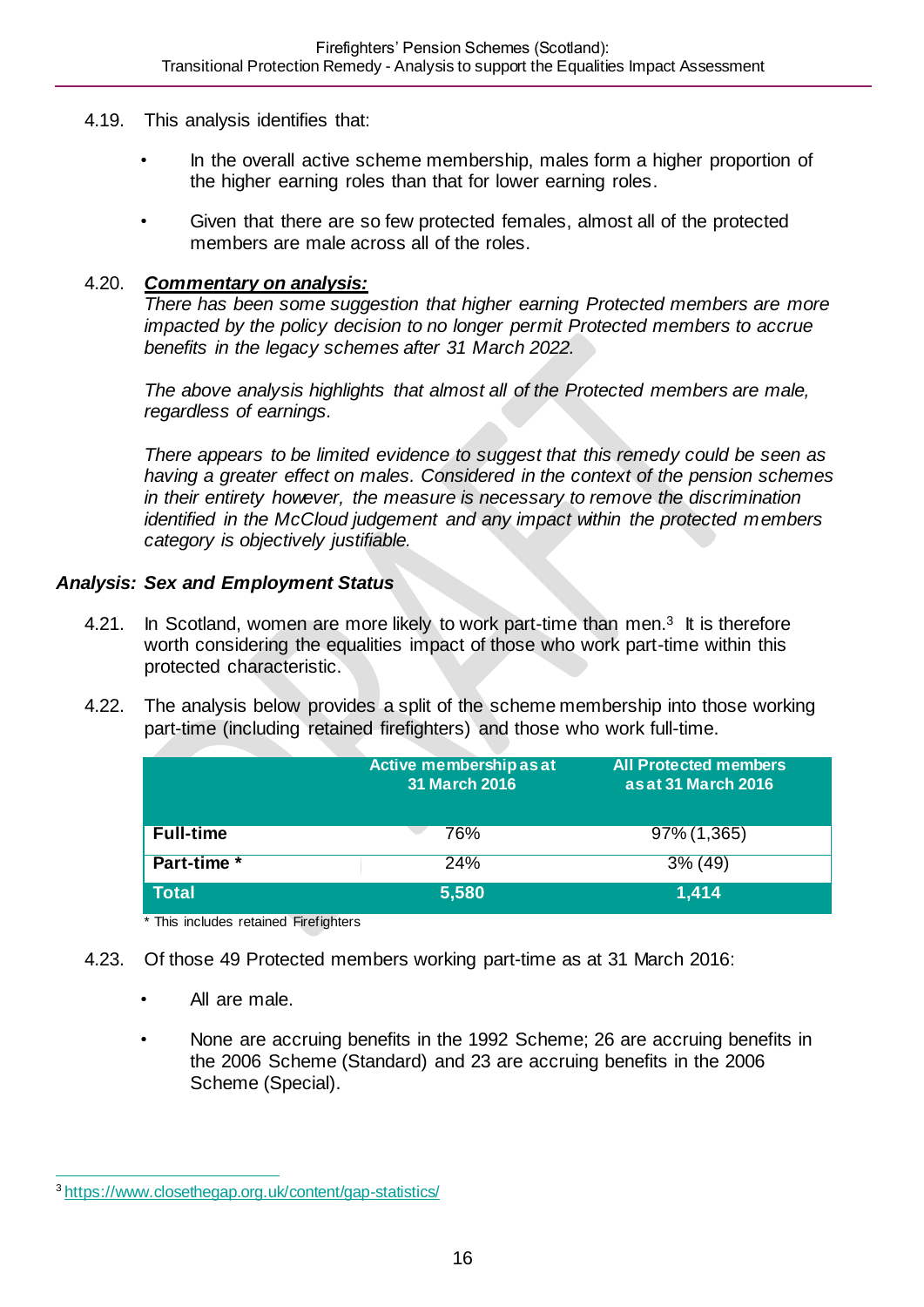4.19. This analysis identifies that:

- In the overall active scheme membership, males form a higher proportion of the higher earning roles than that for lower earning roles.
- Given that there are so few protected females, almost all of the protected members are male across all of the roles.

4.20. ***Commentary on analysis:***
*There has been some suggestion that higher earning Protected members are more impacted by the policy decision to no longer permit Protected members to accrue benefits in the legacy schemes after 31 March 2022.*

*The above analysis highlights that almost all of the Protected members are male, regardless of earnings.*

*There appears to be limited evidence to suggest that this remedy could be seen as having a greater effect on males. Considered in the context of the pension schemes in their entirety however, the measure is necessary to remove the discrimination identified in the McCloud judgement and any impact within the protected members category is objectively justifiable.*

### *Analysis: Sex and Employment Status*

4.21. In Scotland, women are more likely to work part-time than men.[3] It is therefore worth considering the equalities impact of those who work part-time within this protected characteristic.

4.22. The analysis below provides a split of the scheme membership into those working part-time (including retained firefighters) and those who work full-time.

| | Active membership as at 31 March 2016 | All Protected members as at 31 March 2016 |
|---|---|---|
| **Full-time** | 76% | 97% (1,365) |
| **Part-time *** | 24% | 3% (49) |
| **Total** | **5,580** | **1,414** |

\* This includes retained Firefighters

4.23. Of those 49 Protected members working part-time as at 31 March 2016:

- All are male.
- None are accruing benefits in the 1992 Scheme; 26 are accruing benefits in the 2006 Scheme (Standard) and 23 are accruing benefits in the 2006 Scheme (Special).

[3] https://www.closethegap.org.uk/content/gap-statistics/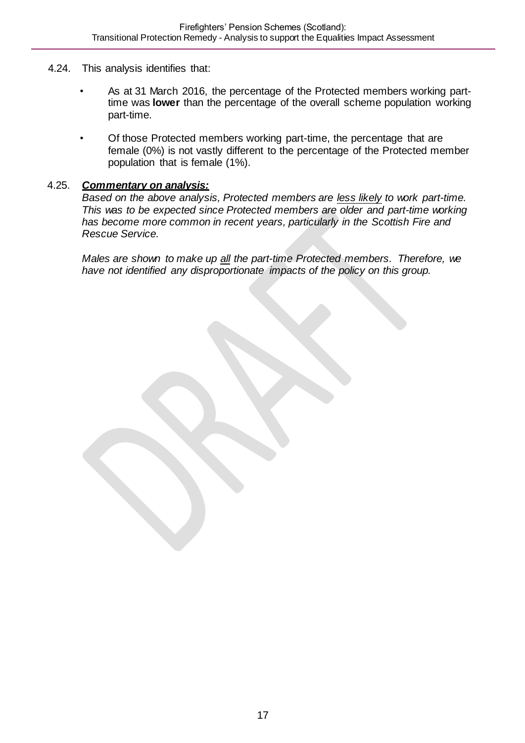4.24. This analysis identifies that:

- As at 31 March 2016, the percentage of the Protected members working part-time was **lower** than the percentage of the overall scheme population working part-time.
- Of those Protected members working part-time, the percentage that are female (0%) is not vastly different to the percentage of the Protected member population that is female (1%).

4.25. ***Commentary on analysis:***

*Based on the above analysis, Protected members are <u>less likely</u> to work part-time. This was to be expected since Protected members are older and part-time working has become more common in recent years, particularly in the Scottish Fire and Rescue Service.*

*Males are shown to make up <u>all</u> the part-time Protected members. Therefore, we have not identified any disproportionate impacts of the policy on this group.*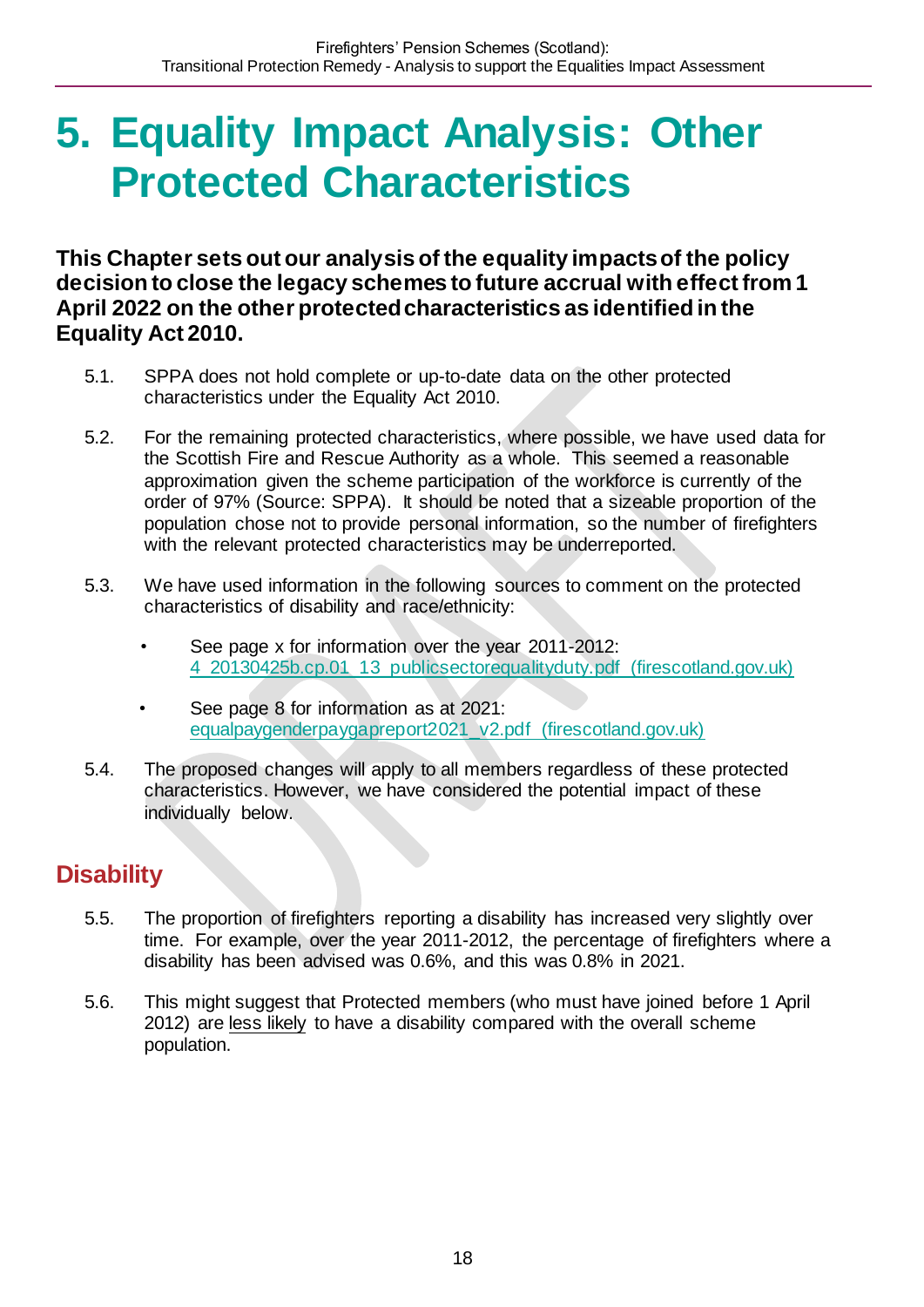# 5. Equality Impact Analysis: Other Protected Characteristics

**This Chapter sets out our analysis of the equality impacts of the policy decision to close the legacy schemes to future accrual with effect from 1 April 2022 on the other protected characteristics as identified in the Equality Act 2010.**

5.1. SPPA does not hold complete or up-to-date data on the other protected characteristics under the Equality Act 2010.

5.2. For the remaining protected characteristics, where possible, we have used data for the Scottish Fire and Rescue Authority as a whole. This seemed a reasonable approximation given the scheme participation of the workforce is currently of the order of 97% (Source: SPPA). It should be noted that a sizeable proportion of the population chose not to provide personal information, so the number of firefighters with the relevant protected characteristics may be underreported.

5.3. We have used information in the following sources to comment on the protected characteristics of disability and race/ethnicity:

- See page x for information over the year 2011-2012: 4_20130425b.cp.01_13_publicsectorequalityduty.pdf (firescotland.gov.uk)
- See page 8 for information as at 2021: equalpaygenderpaygapreport2021_v2.pdf (firescotland.gov.uk)

5.4. The proposed changes will apply to all members regardless of these protected characteristics. However, we have considered the potential impact of these individually below.

## Disability

5.5. The proportion of firefighters reporting a disability has increased very slightly over time. For example, over the year 2011-2012, the percentage of firefighters where a disability has been advised was 0.6%, and this was 0.8% in 2021.

5.6. This might suggest that Protected members (who must have joined before 1 April 2012) are less likely to have a disability compared with the overall scheme population.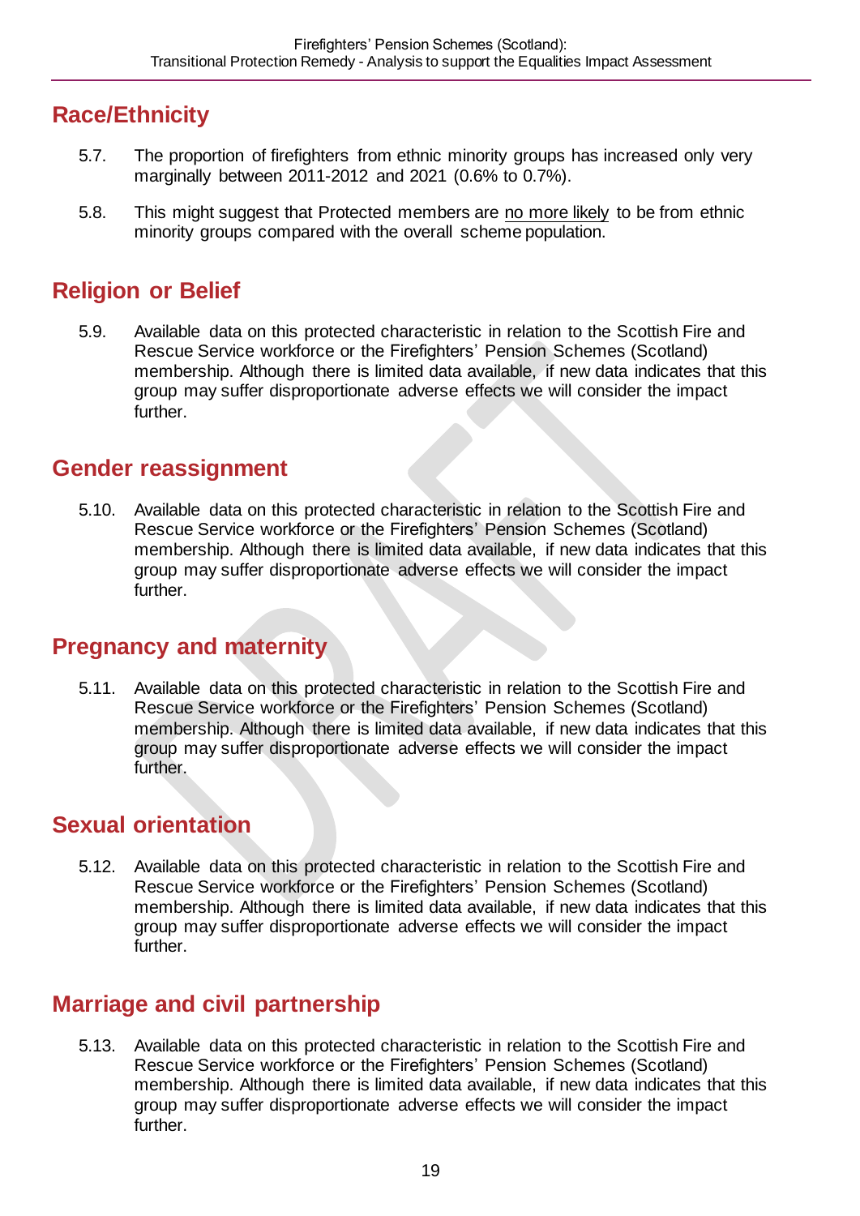## Race/Ethnicity

5.7. The proportion of firefighters from ethnic minority groups has increased only very marginally between 2011-2012 and 2021 (0.6% to 0.7%).

5.8. This might suggest that Protected members are no more likely to be from ethnic minority groups compared with the overall scheme population.

## Religion or Belief

5.9. Available data on this protected characteristic in relation to the Scottish Fire and Rescue Service workforce or the Firefighters' Pension Schemes (Scotland) membership. Although there is limited data available, if new data indicates that this group may suffer disproportionate adverse effects we will consider the impact further.

## Gender reassignment

5.10. Available data on this protected characteristic in relation to the Scottish Fire and Rescue Service workforce or the Firefighters' Pension Schemes (Scotland) membership. Although there is limited data available, if new data indicates that this group may suffer disproportionate adverse effects we will consider the impact further.

## Pregnancy and maternity

5.11. Available data on this protected characteristic in relation to the Scottish Fire and Rescue Service workforce or the Firefighters' Pension Schemes (Scotland) membership. Although there is limited data available, if new data indicates that this group may suffer disproportionate adverse effects we will consider the impact further.

## Sexual orientation

5.12. Available data on this protected characteristic in relation to the Scottish Fire and Rescue Service workforce or the Firefighters' Pension Schemes (Scotland) membership. Although there is limited data available, if new data indicates that this group may suffer disproportionate adverse effects we will consider the impact further.

## Marriage and civil partnership

5.13. Available data on this protected characteristic in relation to the Scottish Fire and Rescue Service workforce or the Firefighters' Pension Schemes (Scotland) membership. Although there is limited data available, if new data indicates that this group may suffer disproportionate adverse effects we will consider the impact further.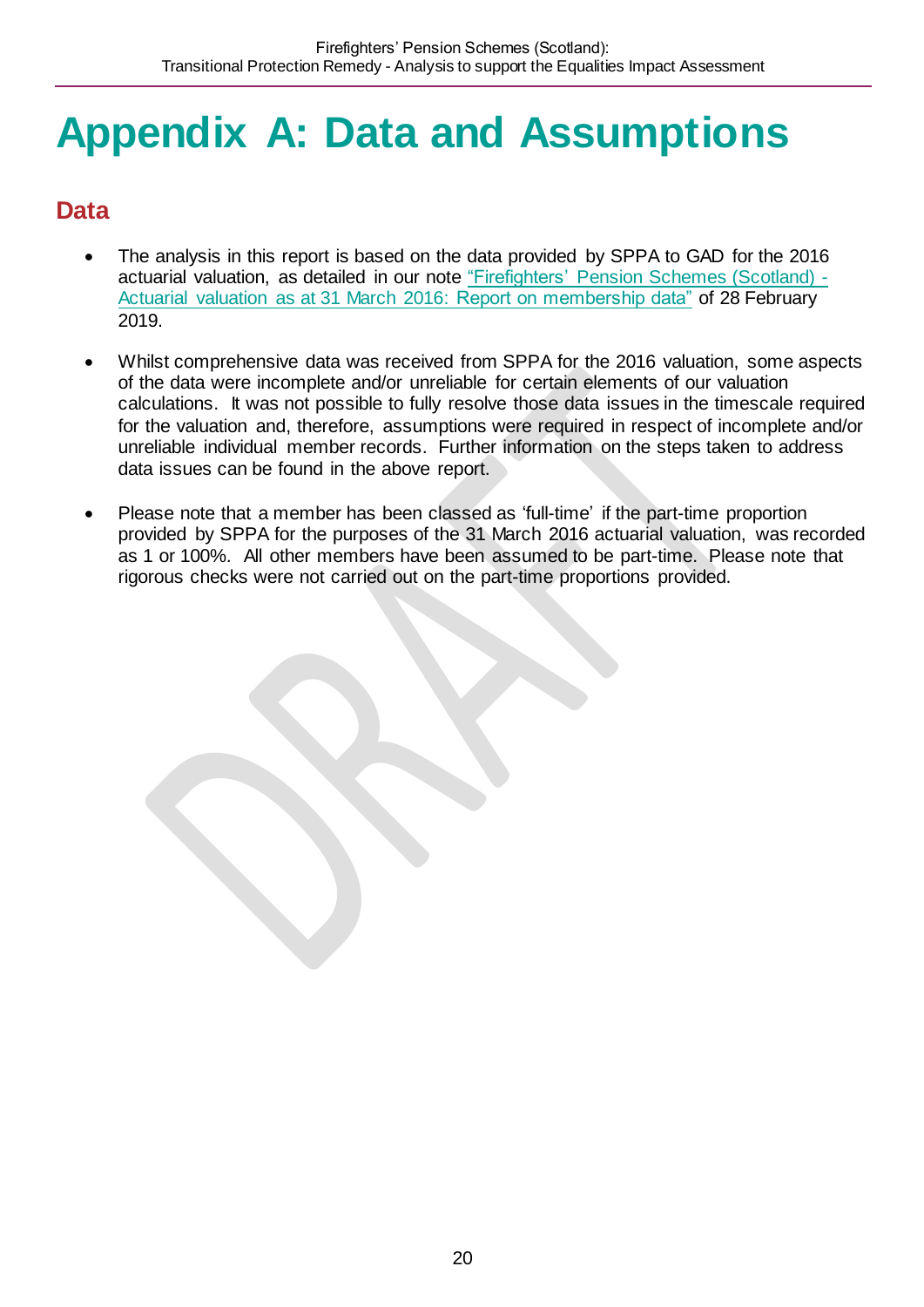# Appendix A: Data and Assumptions

## Data

- The analysis in this report is based on the data provided by SPPA to GAD for the 2016 actuarial valuation, as detailed in our note "Firefighters' Pension Schemes (Scotland) - Actuarial valuation as at 31 March 2016: Report on membership data" of 28 February 2019.

- Whilst comprehensive data was received from SPPA for the 2016 valuation, some aspects of the data were incomplete and/or unreliable for certain elements of our valuation calculations. It was not possible to fully resolve those data issues in the timescale required for the valuation and, therefore, assumptions were required in respect of incomplete and/or unreliable individual member records. Further information on the steps taken to address data issues can be found in the above report.

- Please note that a member has been classed as 'full-time' if the part-time proportion provided by SPPA for the purposes of the 31 March 2016 actuarial valuation, was recorded as 1 or 100%. All other members have been assumed to be part-time. Please note that rigorous checks were not carried out on the part-time proportions provided.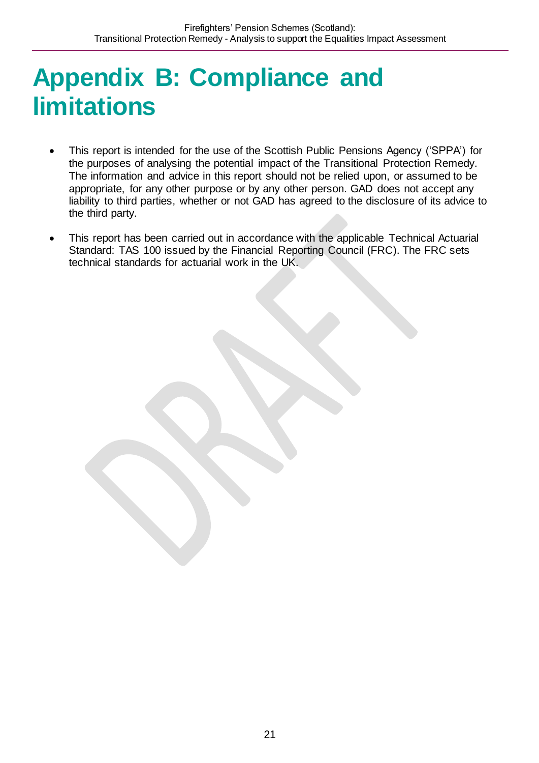# Appendix B: Compliance and limitations

- This report is intended for the use of the Scottish Public Pensions Agency ('SPPA') for the purposes of analysing the potential impact of the Transitional Protection Remedy. The information and advice in this report should not be relied upon, or assumed to be appropriate, for any other purpose or by any other person. GAD does not accept any liability to third parties, whether or not GAD has agreed to the disclosure of its advice to the third party.
- This report has been carried out in accordance with the applicable Technical Actuarial Standard: TAS 100 issued by the Financial Reporting Council (FRC). The FRC sets technical standards for actuarial work in the UK.